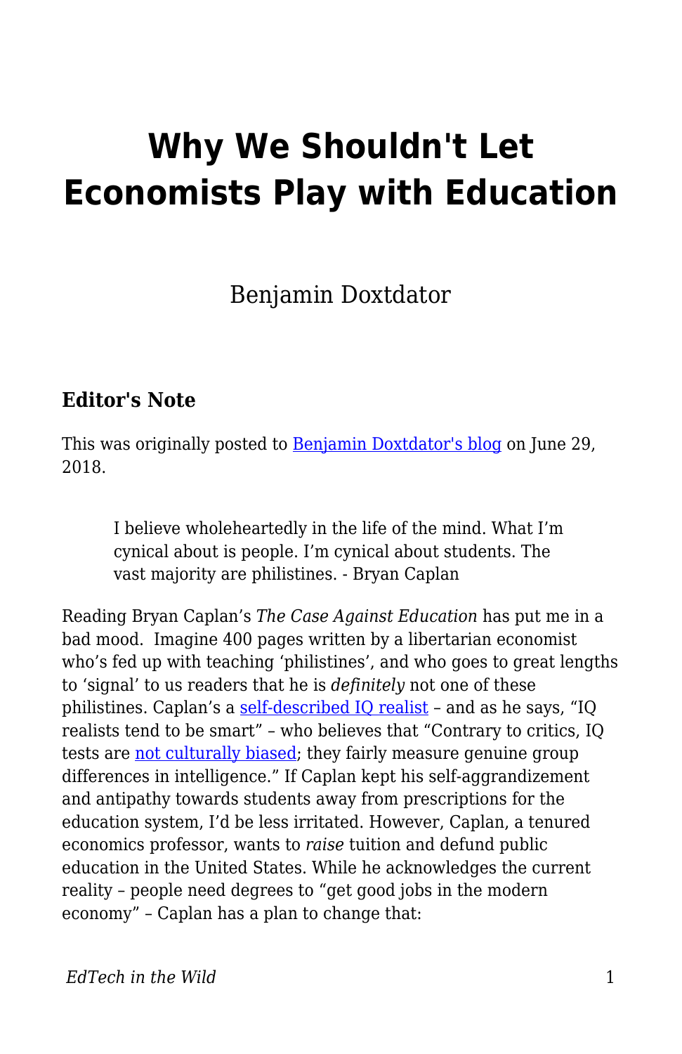# Why We Shouldn't Let Economists Play with Education

Benjamin Doxtdator

### Editor's Note

This was originally posted to [Benjamin Doxtdator's blog] on June 29, 2018.

> I believe wholeheartedly in the life of the mind. What I'm cynical about is people. I'm cynical about students. The vast majority are philistines. - Bryan Caplan

Reading Bryan Caplan's *The Case Against Education* has put me in a bad mood. Imagine 400 pages written by a libertarian economist who's fed up with teaching 'philistines', and who goes to great lengths to 'signal' to us readers that he is *definitely* not one of these philistines. Caplan's a [self-described IQ realist] – and as he says, "IQ realists tend to be smart" – who believes that "Contrary to critics, IQ tests are [not culturally biased]; they fairly measure genuine group differences in intelligence." If Caplan kept his self-aggrandizement and antipathy towards students away from prescriptions for the education system, I'd be less irritated. However, Caplan, a tenured economics professor, wants to *raise* tuition and defund public education in the United States. While he acknowledges the current reality – people need degrees to "get good jobs in the modern economy" – Caplan has a plan to change that: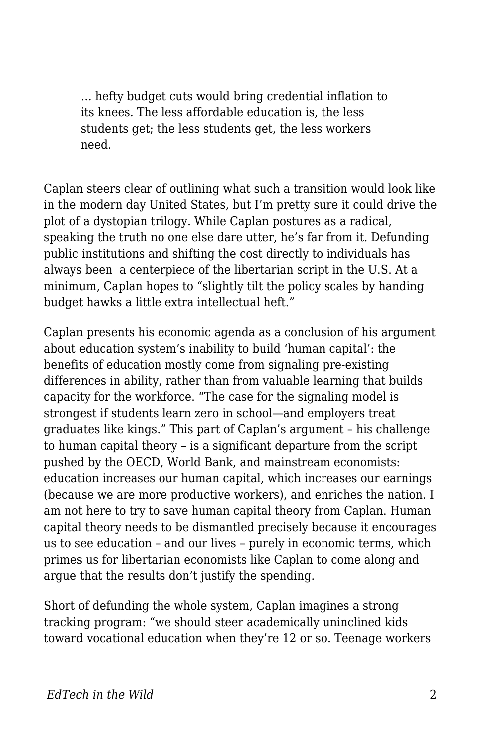> … hefty budget cuts would bring credential inflation to its knees. The less affordable education is, the less students get; the less students get, the less workers need.

Caplan steers clear of outlining what such a transition would look like in the modern day United States, but I'm pretty sure it could drive the plot of a dystopian trilogy. While Caplan postures as a radical, speaking the truth no one else dare utter, he's far from it. Defunding public institutions and shifting the cost directly to individuals has always been a centerpiece of the libertarian script in the U.S. At a minimum, Caplan hopes to "slightly tilt the policy scales by handing budget hawks a little extra intellectual heft."

Caplan presents his economic agenda as a conclusion of his argument about education system's inability to build 'human capital': the benefits of education mostly come from signaling pre-existing differences in ability, rather than from valuable learning that builds capacity for the workforce. "The case for the signaling model is strongest if students learn zero in school—and employers treat graduates like kings." This part of Caplan's argument – his challenge to human capital theory – is a significant departure from the script pushed by the OECD, World Bank, and mainstream economists: education increases our human capital, which increases our earnings (because we are more productive workers), and enriches the nation. I am not here to try to save human capital theory from Caplan. Human capital theory needs to be dismantled precisely because it encourages us to see education – and our lives – purely in economic terms, which primes us for libertarian economists like Caplan to come along and argue that the results don't justify the spending.

Short of defunding the whole system, Caplan imagines a strong tracking program: "we should steer academically uninclined kids toward vocational education when they're 12 or so. Teenage workers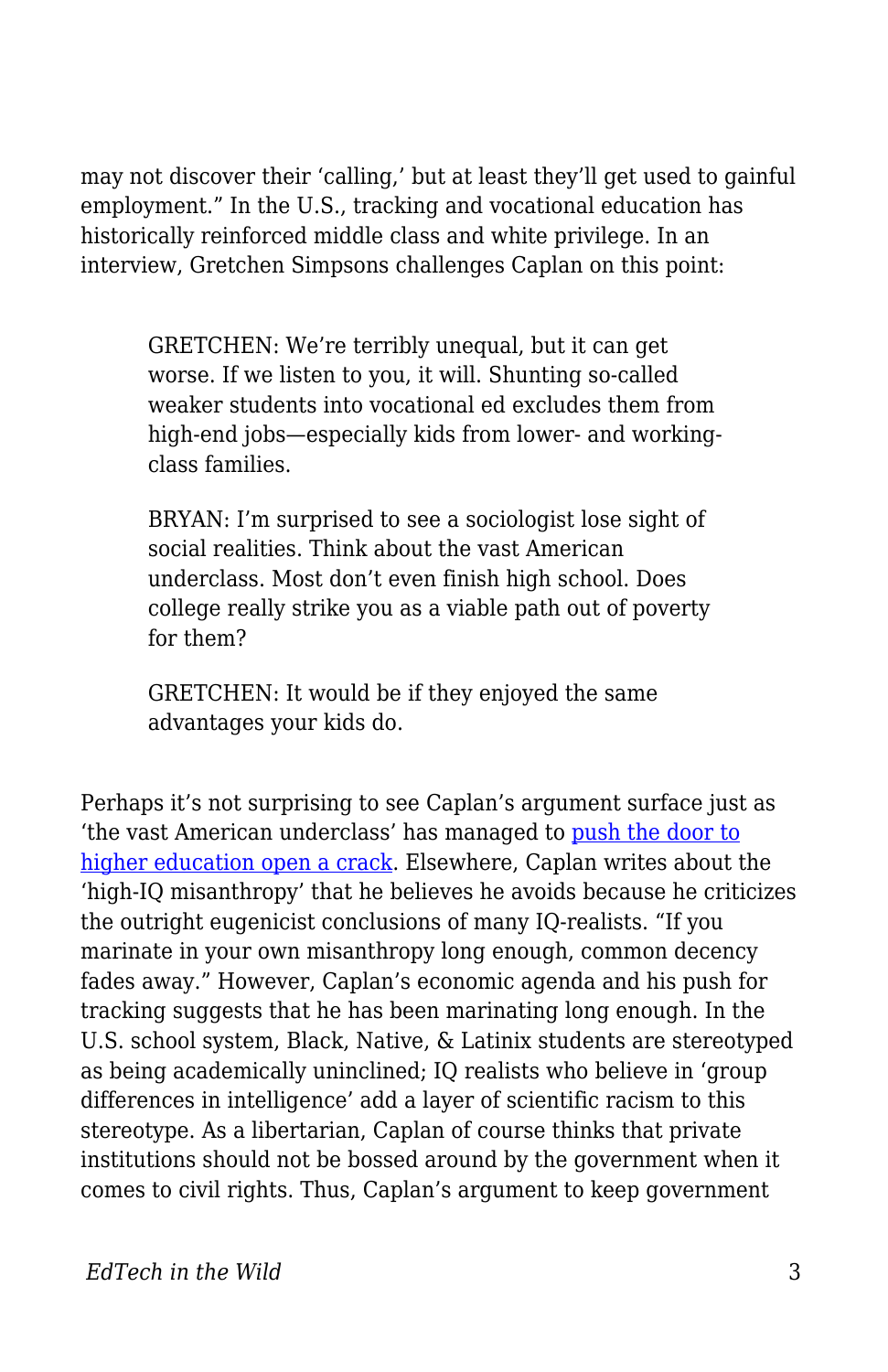may not discover their 'calling,' but at least they'll get used to gainful employment." In the U.S., tracking and vocational education has historically reinforced middle class and white privilege. In an interview, Gretchen Simpsons challenges Caplan on this point:

> GRETCHEN: We're terribly unequal, but it can get worse. If we listen to you, it will. Shunting so-called weaker students into vocational ed excludes them from high-end jobs—especially kids from lower- and working-class families.
>
> BRYAN: I'm surprised to see a sociologist lose sight of social realities. Think about the vast American underclass. Most don't even finish high school. Does college really strike you as a viable path out of poverty for them?
>
> GRETCHEN: It would be if they enjoyed the same advantages your kids do.

Perhaps it's not surprising to see Caplan's argument surface just as 'the vast American underclass' has managed to push the door to higher education open a crack. Elsewhere, Caplan writes about the 'high-IQ misanthropy' that he believes he avoids because he criticizes the outright eugenicist conclusions of many IQ-realists. "If you marinate in your own misanthropy long enough, common decency fades away." However, Caplan's economic agenda and his push for tracking suggests that he has been marinating long enough. In the U.S. school system, Black, Native, & Latinx students are stereotyped as being academically uninclined; IQ realists who believe in 'group differences in intelligence' add a layer of scientific racism to this stereotype. As a libertarian, Caplan of course thinks that private institutions should not be bossed around by the government when it comes to civil rights. Thus, Caplan's argument to keep government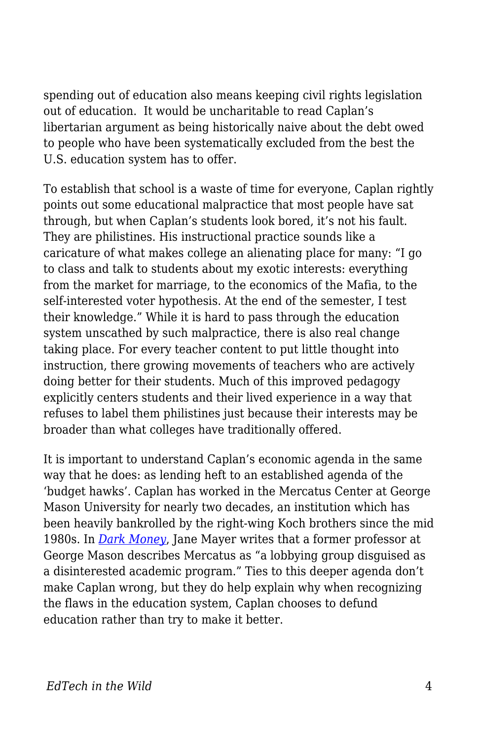spending out of education also means keeping civil rights legislation out of education.  It would be uncharitable to read Caplan's libertarian argument as being historically naive about the debt owed to people who have been systematically excluded from the best the U.S. education system has to offer.

To establish that school is a waste of time for everyone, Caplan rightly points out some educational malpractice that most people have sat through, but when Caplan's students look bored, it's not his fault. They are philistines. His instructional practice sounds like a caricature of what makes college an alienating place for many: "I go to class and talk to students about my exotic interests: everything from the market for marriage, to the economics of the Mafia, to the self-interested voter hypothesis. At the end of the semester, I test their knowledge." While it is hard to pass through the education system unscathed by such malpractice, there is also real change taking place. For every teacher content to put little thought into instruction, there growing movements of teachers who are actively doing better for their students. Much of this improved pedagogy explicitly centers students and their lived experience in a way that refuses to label them philistines just because their interests may be broader than what colleges have traditionally offered.

It is important to understand Caplan's economic agenda in the same way that he does: as lending heft to an established agenda of the 'budget hawks'. Caplan has worked in the Mercatus Center at George Mason University for nearly two decades, an institution which has been heavily bankrolled by the right-wing Koch brothers since the mid 1980s. In *Dark Money*, Jane Mayer writes that a former professor at George Mason describes Mercatus as "a lobbying group disguised as a disinterested academic program." Ties to this deeper agenda don't make Caplan wrong, but they do help explain why when recognizing the flaws in the education system, Caplan chooses to defund education rather than try to make it better.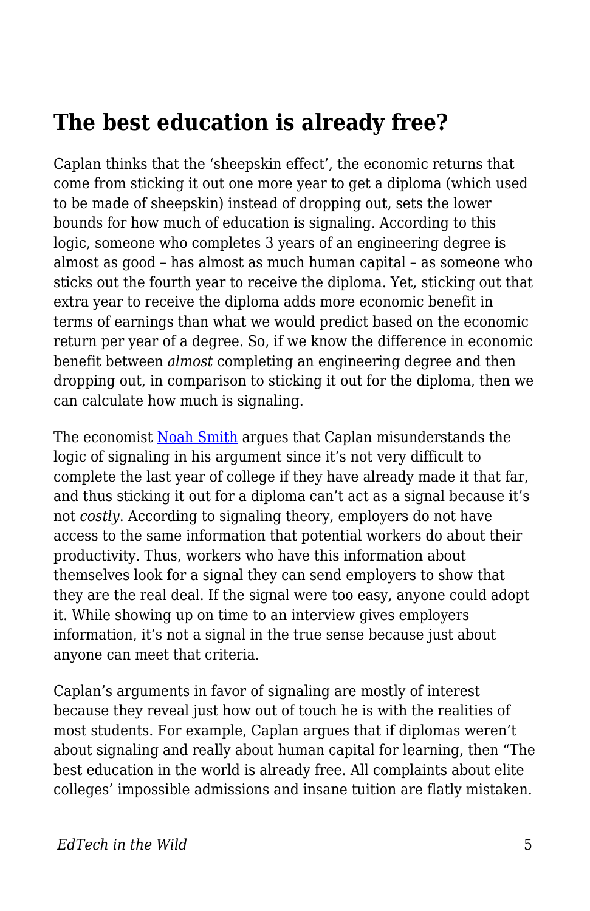## The best education is already free?

Caplan thinks that the 'sheepskin effect', the economic returns that come from sticking it out one more year to get a diploma (which used to be made of sheepskin) instead of dropping out, sets the lower bounds for how much of education is signaling. According to this logic, someone who completes 3 years of an engineering degree is almost as good – has almost as much human capital – as someone who sticks out the fourth year to receive the diploma. Yet, sticking out that extra year to receive the diploma adds more economic benefit in terms of earnings than what we would predict based on the economic return per year of a degree. So, if we know the difference in economic benefit between *almost* completing an engineering degree and then dropping out, in comparison to sticking it out for the diploma, then we can calculate how much is signaling.

The economist Noah Smith argues that Caplan misunderstands the logic of signaling in his argument since it's not very difficult to complete the last year of college if they have already made it that far, and thus sticking it out for a diploma can't act as a signal because it's not *costly*. According to signaling theory, employers do not have access to the same information that potential workers do about their productivity. Thus, workers who have this information about themselves look for a signal they can send employers to show that they are the real deal. If the signal were too easy, anyone could adopt it. While showing up on time to an interview gives employers information, it's not a signal in the true sense because just about anyone can meet that criteria.

Caplan's arguments in favor of signaling are mostly of interest because they reveal just how out of touch he is with the realities of most students. For example, Caplan argues that if diplomas weren't about signaling and really about human capital for learning, then "The best education in the world is already free. All complaints about elite colleges' impossible admissions and insane tuition are flatly mistaken.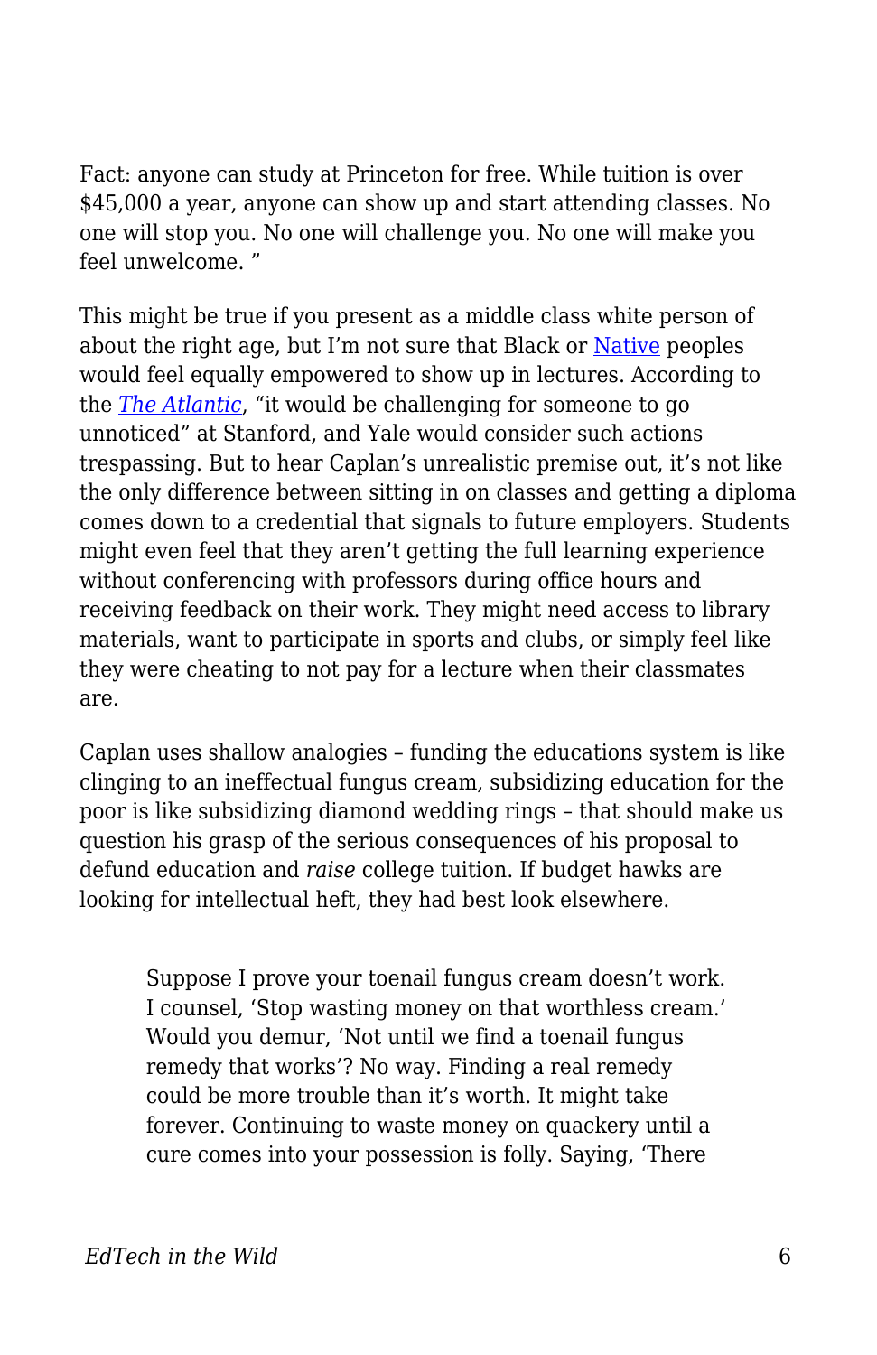Fact: anyone can study at Princeton for free. While tuition is over $45,000 a year, anyone can show up and start attending classes. No one will stop you. No one will challenge you. No one will make you feel unwelcome. ”

This might be true if you present as a middle class white person of about the right age, but I’m not sure that Black or Native peoples would feel equally empowered to show up in lectures. According to the *The Atlantic*, “it would be challenging for someone to go unnoticed” at Stanford, and Yale would consider such actions trespassing. But to hear Caplan’s unrealistic premise out, it’s not like the only difference between sitting in on classes and getting a diploma comes down to a credential that signals to future employers. Students might even feel that they aren’t getting the full learning experience without conferencing with professors during office hours and receiving feedback on their work. They might need access to library materials, want to participate in sports and clubs, or simply feel like they were cheating to not pay for a lecture when their classmates are.

Caplan uses shallow analogies – funding the educations system is like clinging to an ineffectual fungus cream, subsidizing education for the poor is like subsidizing diamond wedding rings – that should make us question his grasp of the serious consequences of his proposal to defund education and *raise* college tuition. If budget hawks are looking for intellectual heft, they had best look elsewhere.

> Suppose I prove your toenail fungus cream doesn’t work. I counsel, ‘Stop wasting money on that worthless cream.’ Would you demur, ‘Not until we find a toenail fungus remedy that works’? No way. Finding a real remedy could be more trouble than it’s worth. It might take forever. Continuing to waste money on quackery until a cure comes into your possession is folly. Saying, ‘There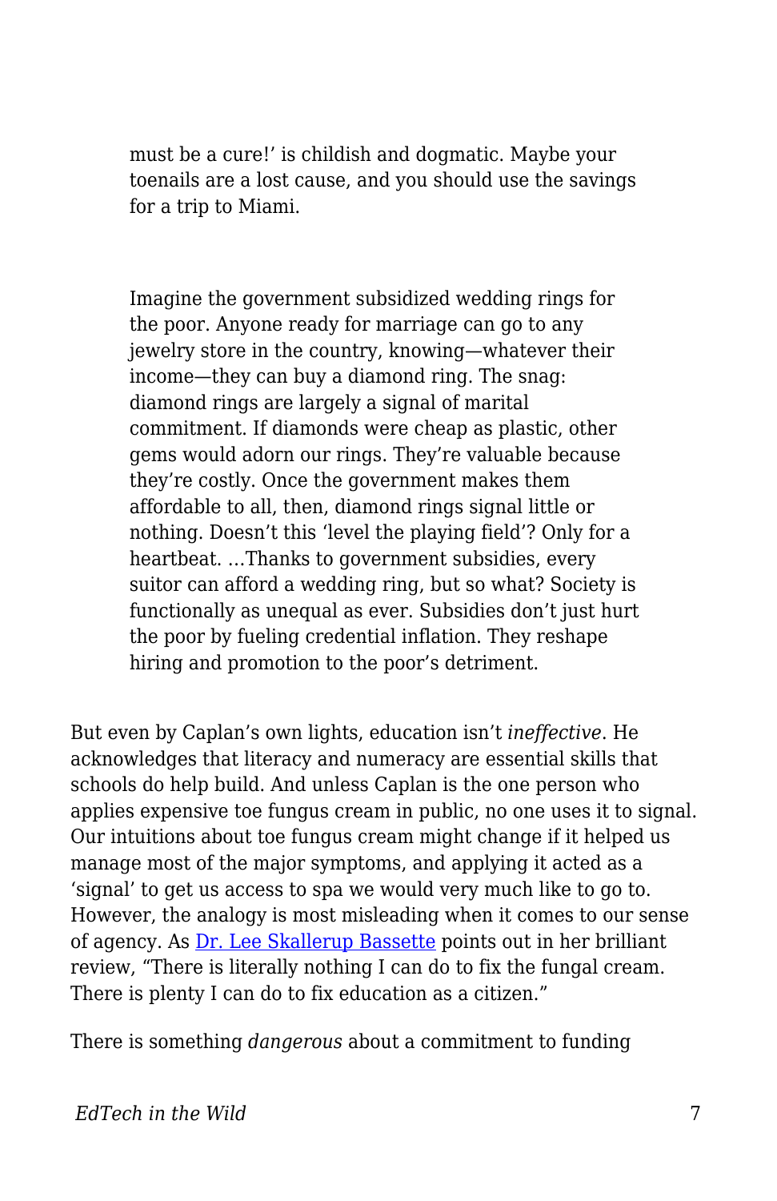> must be a cure!' is childish and dogmatic. Maybe your toenails are a lost cause, and you should use the savings for a trip to Miami.

> Imagine the government subsidized wedding rings for the poor. Anyone ready for marriage can go to any jewelry store in the country, knowing—whatever their income—they can buy a diamond ring. The snag: diamond rings are largely a signal of marital commitment. If diamonds were cheap as plastic, other gems would adorn our rings. They're valuable because they're costly. Once the government makes them affordable to all, then, diamond rings signal little or nothing. Doesn't this 'level the playing field'? Only for a heartbeat. …Thanks to government subsidies, every suitor can afford a wedding ring, but so what? Society is functionally as unequal as ever. Subsidies don't just hurt the poor by fueling credential inflation. They reshape hiring and promotion to the poor's detriment.

But even by Caplan's own lights, education isn't *ineffective*. He acknowledges that literacy and numeracy are essential skills that schools do help build. And unless Caplan is the one person who applies expensive toe fungus cream in public, no one uses it to signal. Our intuitions about toe fungus cream might change if it helped us manage most of the major symptoms, and applying it acted as a 'signal' to get us access to spa we would very much like to go to. However, the analogy is most misleading when it comes to our sense of agency. As Dr. Lee Skallerup Bassette points out in her brilliant review, "There is literally nothing I can do to fix the fungal cream. There is plenty I can do to fix education as a citizen."

There is something *dangerous* about a commitment to funding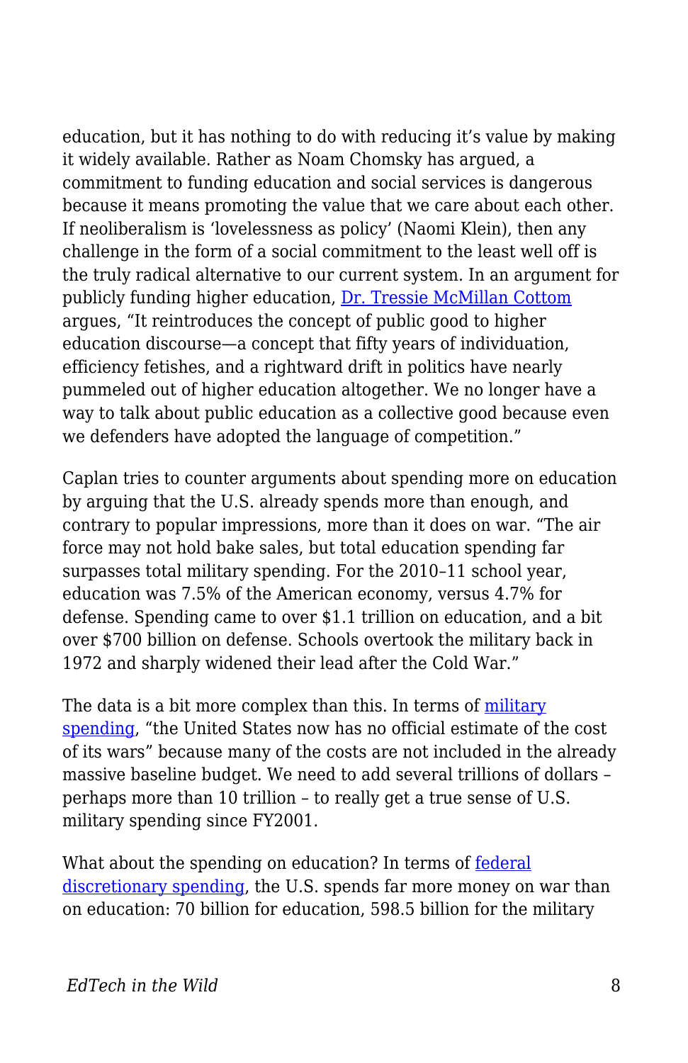education, but it has nothing to do with reducing it's value by making it widely available. Rather as Noam Chomsky has argued, a commitment to funding education and social services is dangerous because it means promoting the value that we care about each other. If neoliberalism is 'lovelessness as policy' (Naomi Klein), then any challenge in the form of a social commitment to the least well off is the truly radical alternative to our current system. In an argument for publicly funding higher education, [Dr. Tressie McMillan Cottom]() argues, "It reintroduces the concept of public good to higher education discourse—a concept that fifty years of individuation, efficiency fetishes, and a rightward drift in politics have nearly pummeled out of higher education altogether. We no longer have a way to talk about public education as a collective good because even we defenders have adopted the language of competition."

Caplan tries to counter arguments about spending more on education by arguing that the U.S. already spends more than enough, and contrary to popular impressions, more than it does on war. "The air force may not hold bake sales, but total education spending far surpasses total military spending. For the 2010–11 school year, education was 7.5% of the American economy, versus 4.7% for defense. Spending came to over $1.1 trillion on education, and a bit over $700 billion on defense. Schools overtook the military back in 1972 and sharply widened their lead after the Cold War."

The data is a bit more complex than this. In terms of [military spending](), "the United States now has no official estimate of the cost of its wars" because many of the costs are not included in the already massive baseline budget. We need to add several trillions of dollars – perhaps more than 10 trillion – to really get a true sense of U.S. military spending since FY2001.

What about the spending on education? In terms of [federal discretionary spending](), the U.S. spends far more money on war than on education: 70 billion for education, 598.5 billion for the military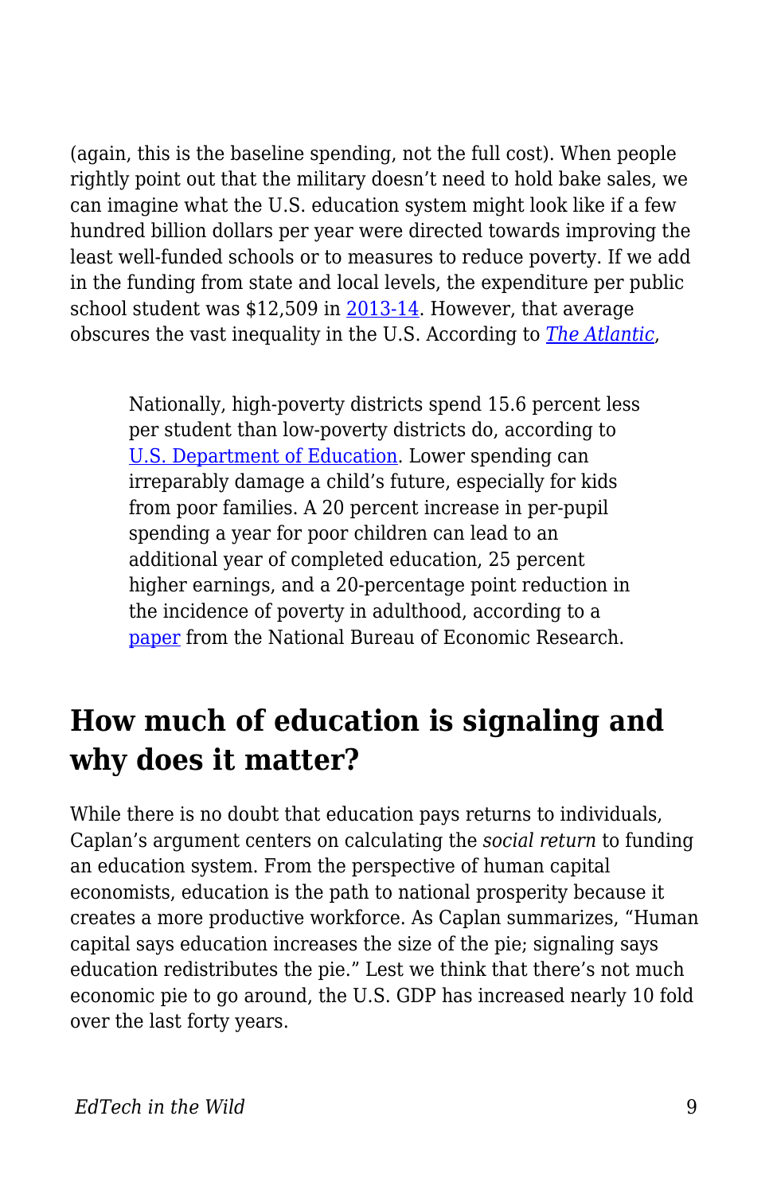(again, this is the baseline spending, not the full cost). When people rightly point out that the military doesn't need to hold bake sales, we can imagine what the U.S. education system might look like if a few hundred billion dollars per year were directed towards improving the least well-funded schools or to measures to reduce poverty. If we add in the funding from state and local levels, the expenditure per public school student was $12,509 in 2013-14. However, that average obscures the vast inequality in the U.S. According to *The Atlantic*,

> Nationally, high-poverty districts spend 15.6 percent less per student than low-poverty districts do, according to U.S. Department of Education. Lower spending can irreparably damage a child's future, especially for kids from poor families. A 20 percent increase in per-pupil spending a year for poor children can lead to an additional year of completed education, 25 percent higher earnings, and a 20-percentage point reduction in the incidence of poverty in adulthood, according to a paper from the National Bureau of Economic Research.

## How much of education is signaling and why does it matter?

While there is no doubt that education pays returns to individuals, Caplan's argument centers on calculating the *social return* to funding an education system. From the perspective of human capital economists, education is the path to national prosperity because it creates a more productive workforce. As Caplan summarizes, "Human capital says education increases the size of the pie; signaling says education redistributes the pie." Lest we think that there's not much economic pie to go around, the U.S. GDP has increased nearly 10 fold over the last forty years.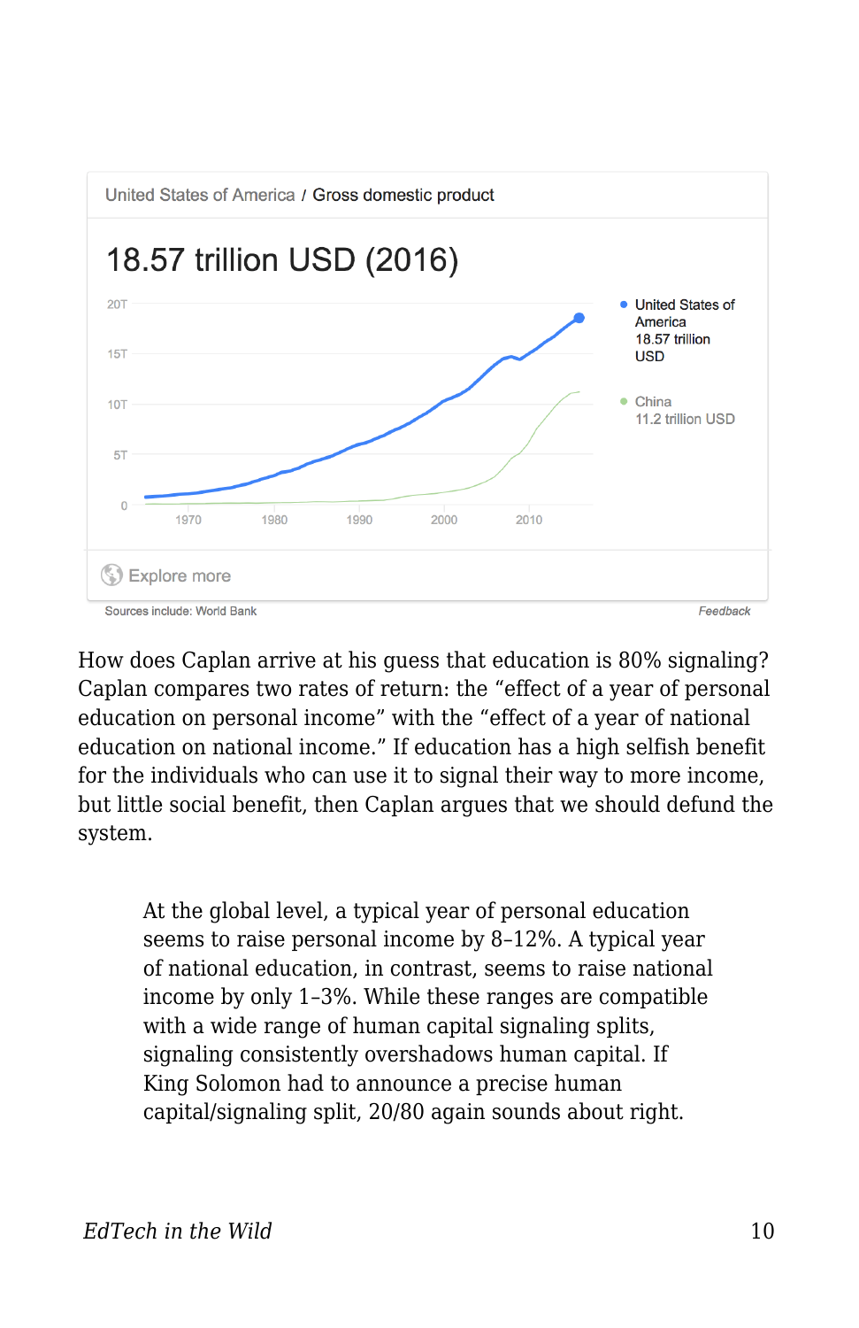How does Caplan arrive at his guess that education is 80% signaling? Caplan compares two rates of return: the "effect of a year of personal education on personal income" with the "effect of a year of national education on national income." If education has a high selfish benefit for the individuals who can use it to signal their way to more income, but little social benefit, then Caplan argues that we should defund the system.

> At the global level, a typical year of personal education seems to raise personal income by 8–12%. A typical year of national education, in contrast, seems to raise national income by only 1–3%. While these ranges are compatible with a wide range of human capital signaling splits, signaling consistently overshadows human capital. If King Solomon had to announce a precise human capital/signaling split, 20/80 again sounds about right.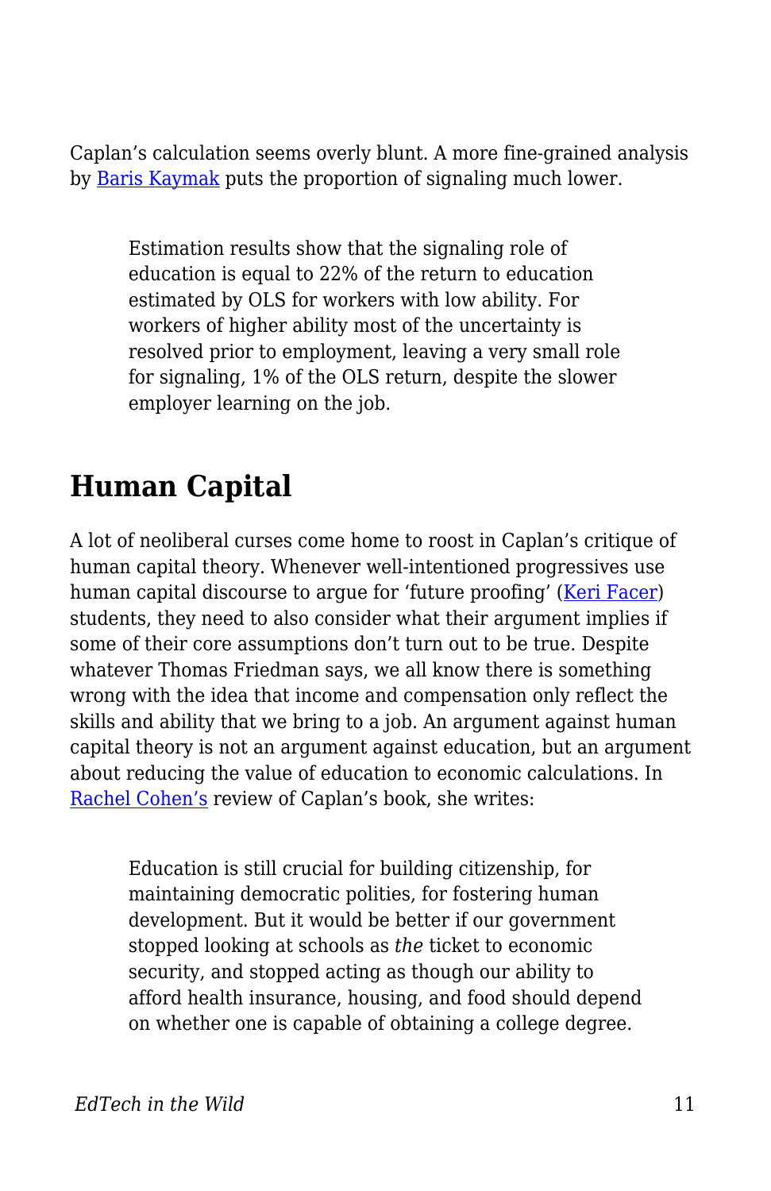Caplan's calculation seems overly blunt. A more fine-grained analysis by Baris Kaymak puts the proportion of signaling much lower.

> Estimation results show that the signaling role of education is equal to 22% of the return to education estimated by OLS for workers with low ability. For workers of higher ability most of the uncertainty is resolved prior to employment, leaving a very small role for signaling, 1% of the OLS return, despite the slower employer learning on the job.

## Human Capital

A lot of neoliberal curses come home to roost in Caplan's critique of human capital theory. Whenever well-intentioned progressives use human capital discourse to argue for 'future proofing' (Keri Facer) students, they need to also consider what their argument implies if some of their core assumptions don't turn out to be true. Despite whatever Thomas Friedman says, we all know there is something wrong with the idea that income and compensation only reflect the skills and ability that we bring to a job. An argument against human capital theory is not an argument against education, but an argument about reducing the value of education to economic calculations. In Rachel Cohen's review of Caplan's book, she writes:

> Education is still crucial for building citizenship, for maintaining democratic polities, for fostering human development. But it would be better if our government stopped looking at schools as *the* ticket to economic security, and stopped acting as though our ability to afford health insurance, housing, and food should depend on whether one is capable of obtaining a college degree.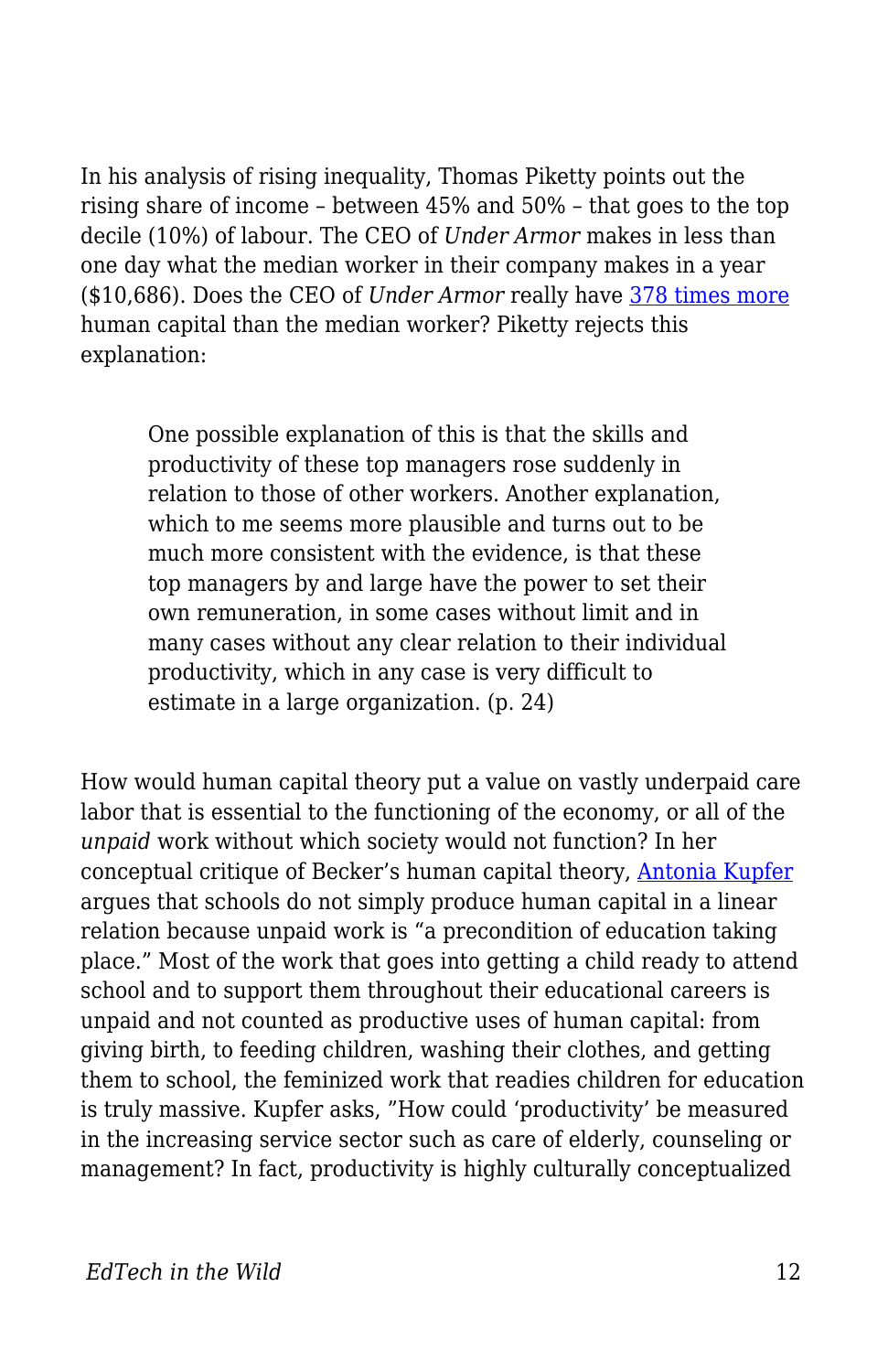In his analysis of rising inequality, Thomas Piketty points out the rising share of income – between 45% and 50% – that goes to the top decile (10%) of labour. The CEO of *Under Armor* makes in less than one day what the median worker in their company makes in a year ($10,686). Does the CEO of *Under Armor* really have [378 times more](https://) human capital than the median worker? Piketty rejects this explanation:

> One possible explanation of this is that the skills and productivity of these top managers rose suddenly in relation to those of other workers. Another explanation, which to me seems more plausible and turns out to be much more consistent with the evidence, is that these top managers by and large have the power to set their own remuneration, in some cases without limit and in many cases without any clear relation to their individual productivity, which in any case is very difficult to estimate in a large organization. (p. 24)

How would human capital theory put a value on vastly underpaid care labor that is essential to the functioning of the economy, or all of the *unpaid* work without which society would not function? In her conceptual critique of Becker's human capital theory, [Antonia Kupfer](https://) argues that schools do not simply produce human capital in a linear relation because unpaid work is "a precondition of education taking place." Most of the work that goes into getting a child ready to attend school and to support them throughout their educational careers is unpaid and not counted as productive uses of human capital: from giving birth, to feeding children, washing their clothes, and getting them to school, the feminized work that readies children for education is truly massive. Kupfer asks, "How could 'productivity' be measured in the increasing service sector such as care of elderly, counseling or management? In fact, productivity is highly culturally conceptualized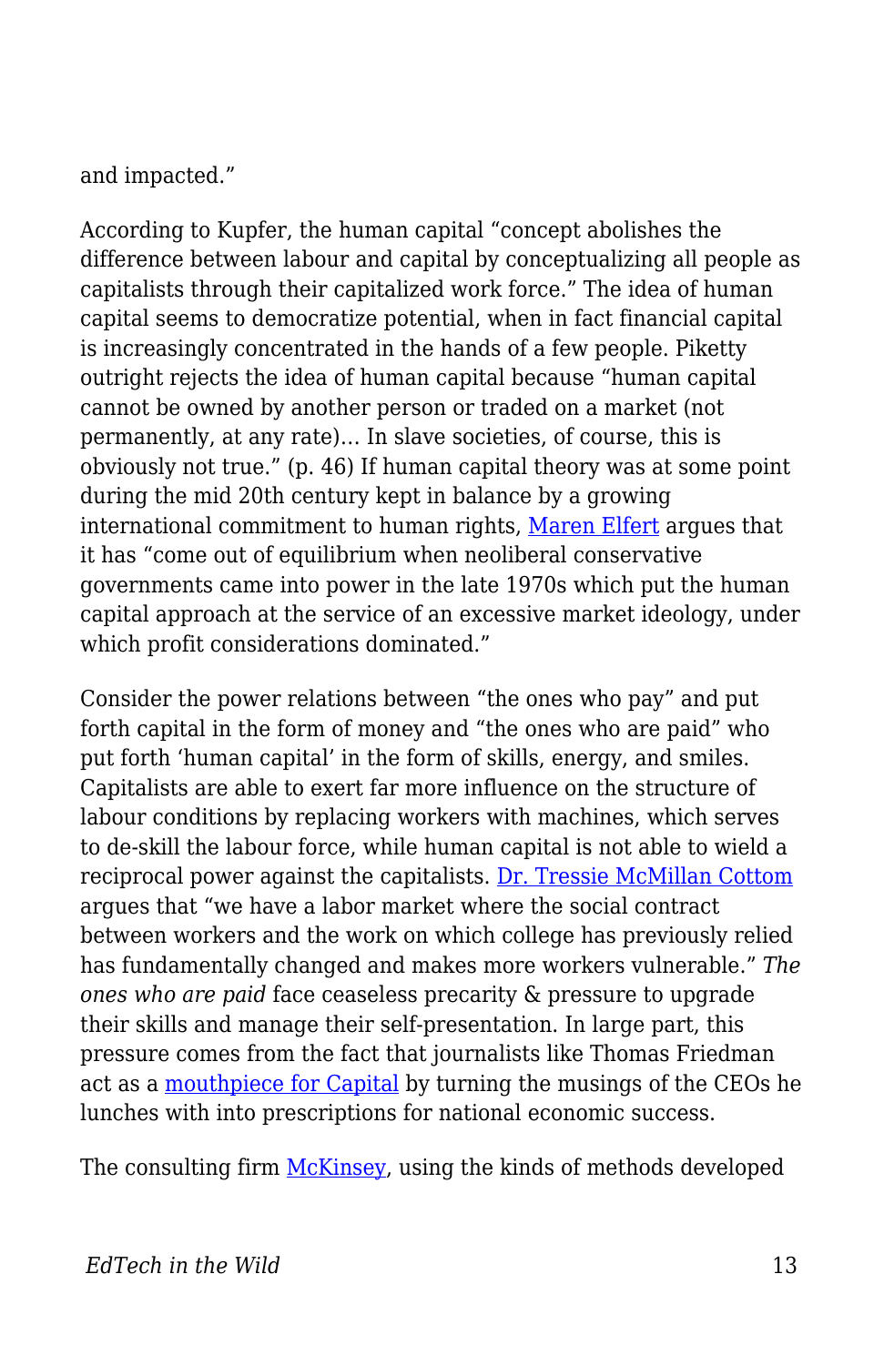and impacted."

According to Kupfer, the human capital "concept abolishes the difference between labour and capital by conceptualizing all people as capitalists through their capitalized work force." The idea of human capital seems to democratize potential, when in fact financial capital is increasingly concentrated in the hands of a few people. Piketty outright rejects the idea of human capital because "human capital cannot be owned by another person or traded on a market (not permanently, at any rate)… In slave societies, of course, this is obviously not true." (p. 46) If human capital theory was at some point during the mid 20th century kept in balance by a growing international commitment to human rights, Maren Elfert argues that it has "come out of equilibrium when neoliberal conservative governments came into power in the late 1970s which put the human capital approach at the service of an excessive market ideology, under which profit considerations dominated."

Consider the power relations between "the ones who pay" and put forth capital in the form of money and "the ones who are paid" who put forth 'human capital' in the form of skills, energy, and smiles. Capitalists are able to exert far more influence on the structure of labour conditions by replacing workers with machines, which serves to de-skill the labour force, while human capital is not able to wield a reciprocal power against the capitalists. Dr. Tressie McMillan Cottom argues that "we have a labor market where the social contract between workers and the work on which college has previously relied has fundamentally changed and makes more workers vulnerable." *The ones who are paid* face ceaseless precarity & pressure to upgrade their skills and manage their self-presentation. In large part, this pressure comes from the fact that journalists like Thomas Friedman act as a mouthpiece for Capital by turning the musings of the CEOs he lunches with into prescriptions for national economic success.

The consulting firm McKinsey, using the kinds of methods developed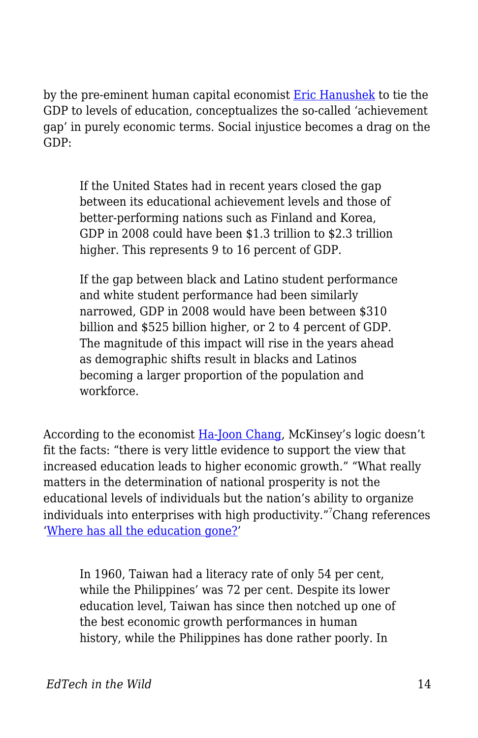by the pre-eminent human capital economist Eric Hanushek to tie the GDP to levels of education, conceptualizes the so-called 'achievement gap' in purely economic terms. Social injustice becomes a drag on the GDP:

> If the United States had in recent years closed the gap between its educational achievement levels and those of better-performing nations such as Finland and Korea, GDP in 2008 could have been $1.3 trillion to $2.3 trillion higher. This represents 9 to 16 percent of GDP.
>
> If the gap between black and Latino student performance and white student performance had been similarly narrowed, GDP in 2008 would have been between $310 billion and $525 billion higher, or 2 to 4 percent of GDP. The magnitude of this impact will rise in the years ahead as demographic shifts result in blacks and Latinos becoming a larger proportion of the population and workforce.

According to the economist Ha-Joon Chang, McKinsey's logic doesn't fit the facts: "there is very little evidence to support the view that increased education leads to higher economic growth." "What really matters in the determination of national prosperity is not the educational levels of individuals but the nation's ability to organize individuals into enterprises with high productivity."[7] Chang references 'Where has all the education gone?'

> In 1960, Taiwan had a literacy rate of only 54 per cent, while the Philippines' was 72 per cent. Despite its lower education level, Taiwan has since then notched up one of the best economic growth performances in human history, while the Philippines has done rather poorly. In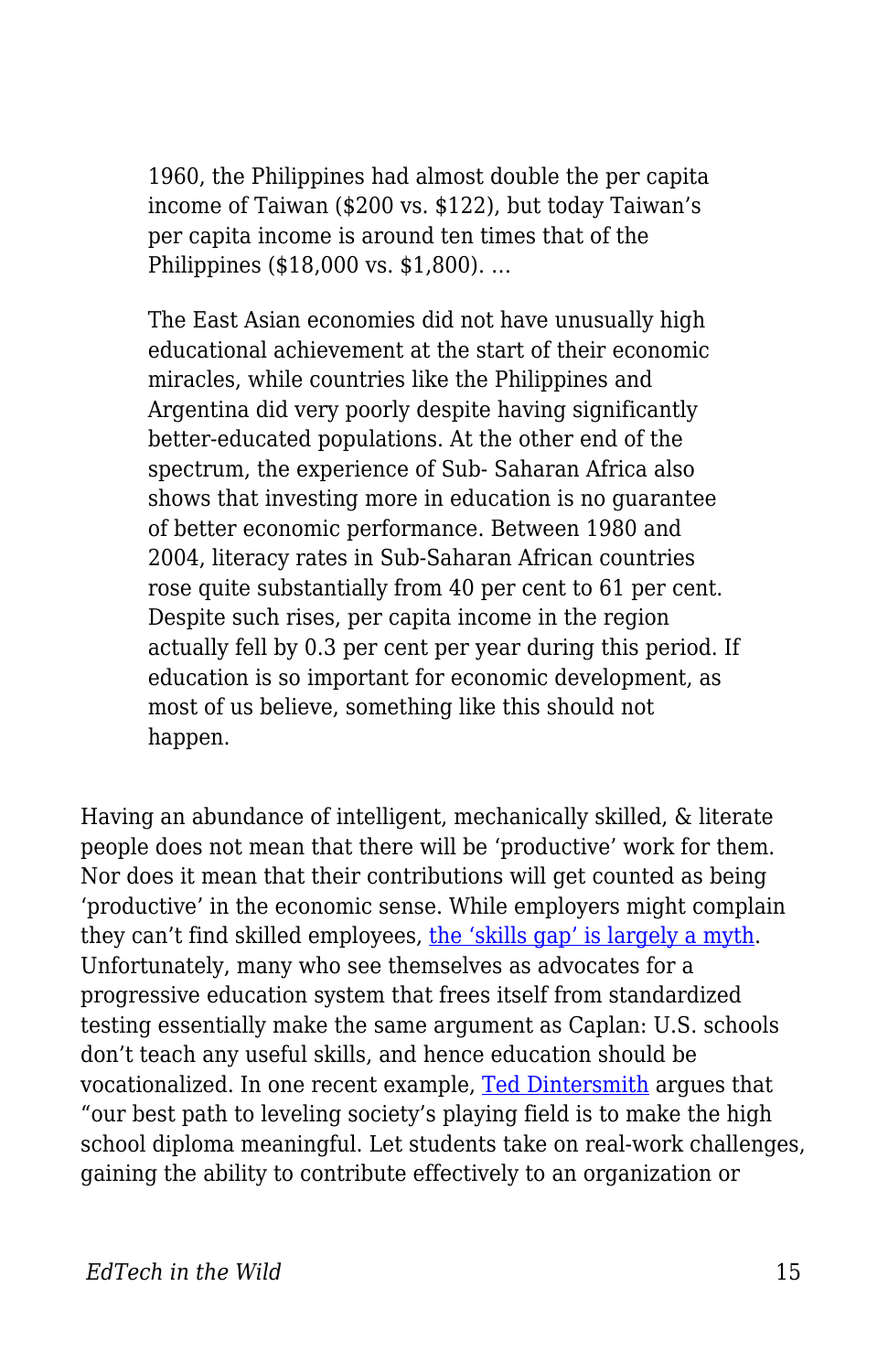> 1960, the Philippines had almost double the per capita income of Taiwan ($200 vs. $122), but today Taiwan's per capita income is around ten times that of the Philippines ($18,000 vs. $1,800). …
>
> The East Asian economies did not have unusually high educational achievement at the start of their economic miracles, while countries like the Philippines and Argentina did very poorly despite having significantly better-educated populations. At the other end of the spectrum, the experience of Sub- Saharan Africa also shows that investing more in education is no guarantee of better economic performance. Between 1980 and 2004, literacy rates in Sub-Saharan African countries rose quite substantially from 40 per cent to 61 per cent. Despite such rises, per capita income in the region actually fell by 0.3 per cent per year during this period. If education is so important for economic development, as most of us believe, something like this should not happen.

Having an abundance of intelligent, mechanically skilled, & literate people does not mean that there will be 'productive' work for them. Nor does it mean that their contributions will get counted as being 'productive' in the economic sense. While employers might complain they can't find skilled employees, [the 'skills gap' is largely a myth](). Unfortunately, many who see themselves as advocates for a progressive education system that frees itself from standardized testing essentially make the same argument as Caplan: U.S. schools don't teach any useful skills, and hence education should be vocationalized. In one recent example, [Ted Dintersmith]() argues that "our best path to leveling society's playing field is to make the high school diploma meaningful. Let students take on real-work challenges, gaining the ability to contribute effectively to an organization or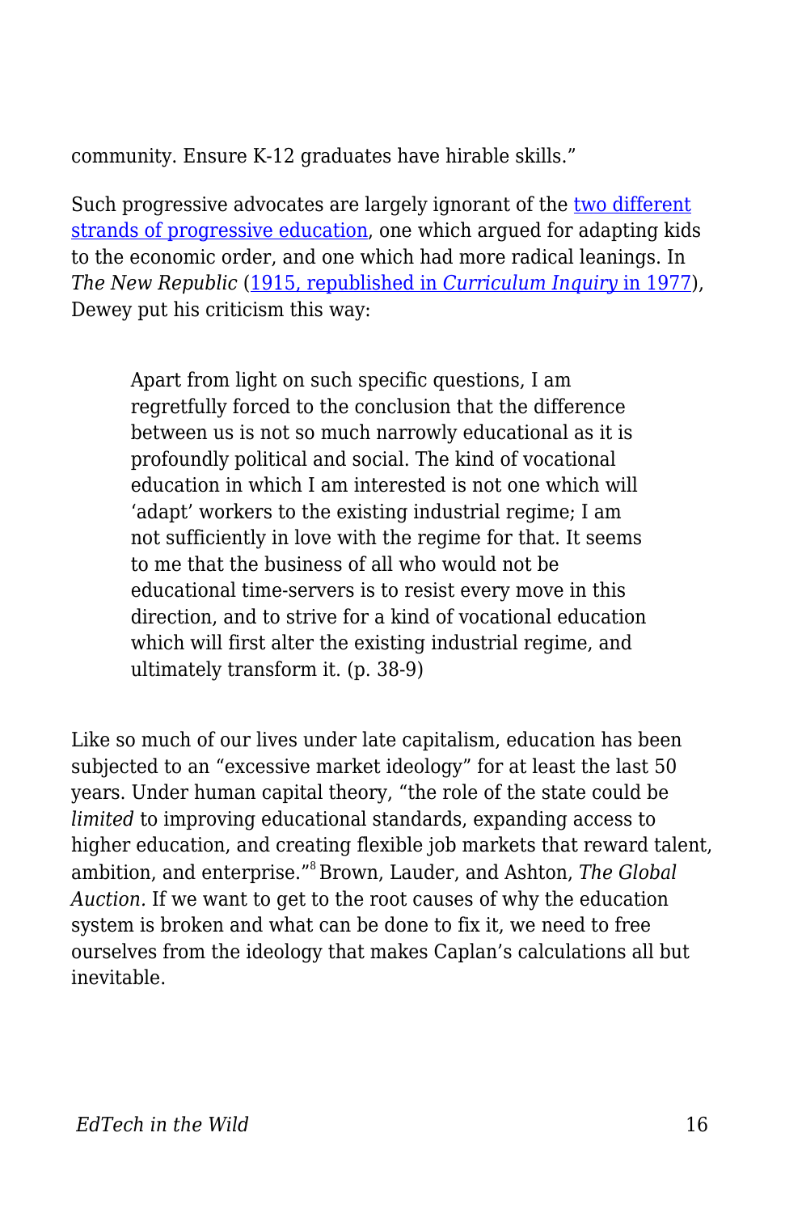community. Ensure K-12 graduates have hirable skills."

Such progressive advocates are largely ignorant of the two different strands of progressive education, one which argued for adapting kids to the economic order, and one which had more radical leanings. In *The New Republic* (1915, republished in *Curriculum Inquiry* in 1977), Dewey put his criticism this way:

> Apart from light on such specific questions, I am regretfully forced to the conclusion that the difference between us is not so much narrowly educational as it is profoundly political and social. The kind of vocational education in which I am interested is not one which will 'adapt' workers to the existing industrial regime; I am not sufficiently in love with the regime for that. It seems to me that the business of all who would not be educational time-servers is to resist every move in this direction, and to strive for a kind of vocational education which will first alter the existing industrial regime, and ultimately transform it. (p. 38-9)

Like so much of our lives under late capitalism, education has been subjected to an "excessive market ideology" for at least the last 50 years. Under human capital theory, "the role of the state could be *limited* to improving educational standards, expanding access to higher education, and creating flexible job markets that reward talent, ambition, and enterprise."[8] Brown, Lauder, and Ashton, *The Global Auction*. If we want to get to the root causes of why the education system is broken and what can be done to fix it, we need to free ourselves from the ideology that makes Caplan's calculations all but inevitable.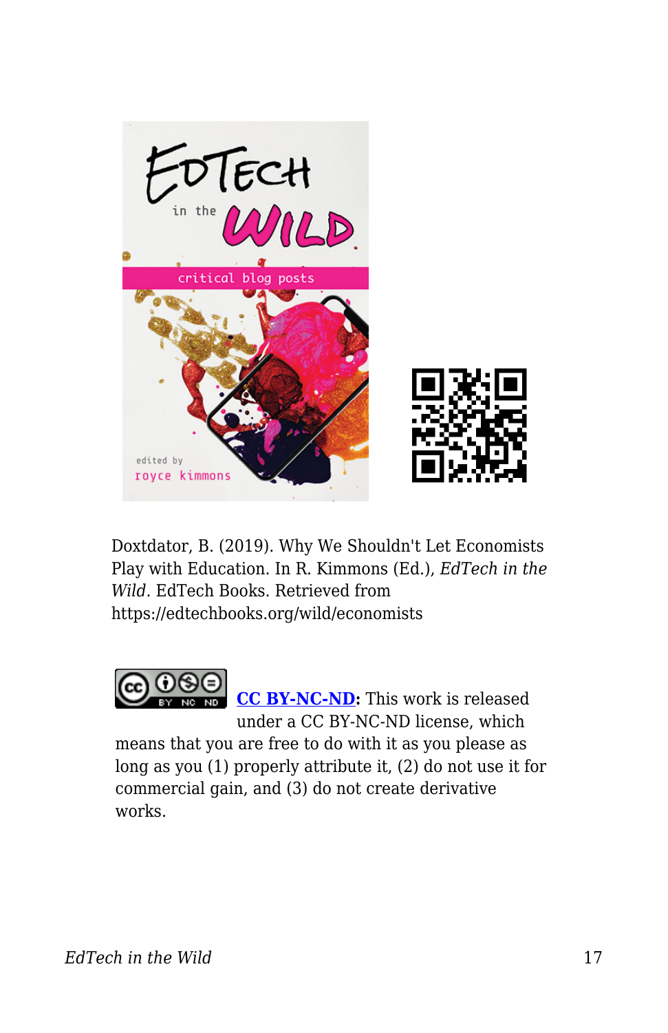Doxtdator, B. (2019). Why We Shouldn't Let Economists Play with Education. In R. Kimmons (Ed.), *EdTech in the Wild*. EdTech Books. Retrieved from https://edtechbooks.org/wild/economists

**CC BY-NC-ND:** This work is released under a CC BY-NC-ND license, which means that you are free to do with it as you please as long as you (1) properly attribute it, (2) do not use it for commercial gain, and (3) do not create derivative works.